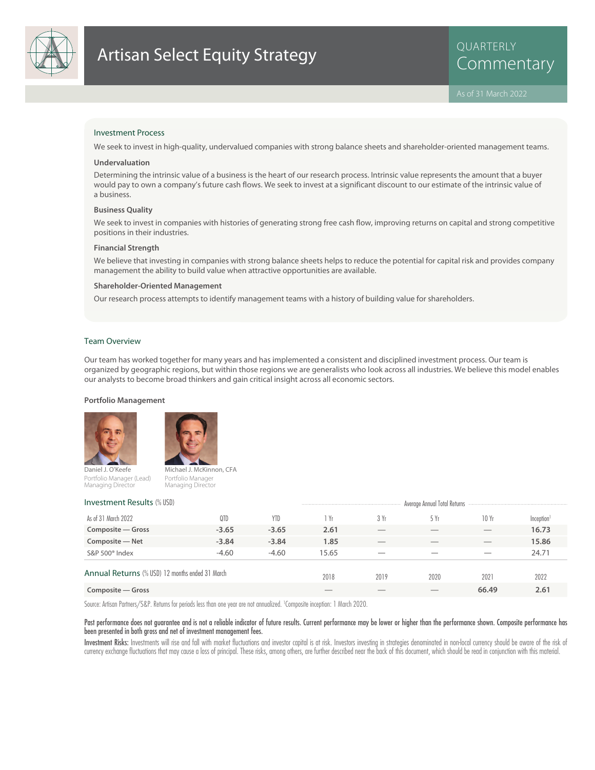# Artisan Select Equity Strategy

QUARTERLY Commentary

As of 31 March 2022

## Investment Process

We seek to invest in high-quality, undervalued companies with strong balance sheets and shareholder-oriented management teams.

### Undervaluation

Determining the intrinsic value of a business is the heart of our research process. Intrinsic value represents the amount that a buyer would pay to own a company's future cash flows. We seek to invest at a significant discount to our estimate of the intrinsic value of a business.

### Business Quality

We seek to invest in companies with histories of generating strong free cash flow, improving returns on capital and strong competitive positions in their industries.

### Financial Strength

We believe that investing in companies with strong balance sheets helps to reduce the potential for capital risk and provides company management the ability to build value when attractive opportunities are available.

### Shareholder-Oriented Management

Our research process attempts to identify management teams with a history of building value for shareholders.

## Team Overview

Our team has worked together for many years and has implemented a consistent and disciplined investment process. Our team is organized by geographic regions, but within those regions we are generalists who look across all industries. We believe this model enables our analysts to become broad thinkers and gain critical insight across all economic sectors.

### Portfolio Management

Daniel J. O'Keefe
Portfolio Manager (Lead)
Managing Director

Michael J. McKinnon, CFA
Portfolio Manager
Managing Director

## Investment Results (% USD)

| As of 31 March 2022 | QTD | YTD | Average Annual Total Returns 1 Yr | 3 Yr | 5 Yr | 10 Yr | Inception[1] |
|---|---|---|---|---|---|---|---|
| **Composite — Gross** | **-3.65** | **-3.65** | **2.61** | — | — | — | **16.73** |
| **Composite — Net** | **-3.84** | **-3.84** | **1.85** | — | — | — | **15.86** |
| S&P 500® Index | -4.60 | -4.60 | 15.65 | — | — | — | 24.71 |

## Annual Returns (% USD) 12 months ended 31 March

| | 2018 | 2019 | 2020 | 2021 | 2022 |
|---|---|---|---|---|---|
| **Composite — Gross** | — | — | — | **66.49** | **2.61** |

Source: Artisan Partners/S&P. Returns for periods less than one year are not annualized. [1]Composite inception: 1 March 2020.

**Past performance does not guarantee and is not a reliable indicator of future results. Current performance may be lower or higher than the performance shown. Composite performance has been presented in both gross and net of investment management fees.**

**Investment Risks:** Investments will rise and fall with market fluctuations and investor capital is at risk. Investors investing in strategies denominated in non-local currency should be aware of the risk of currency exchange fluctuations that may cause a loss of principal. These risks, among others, are further described near the back of this document, which should be read in conjunction with this material.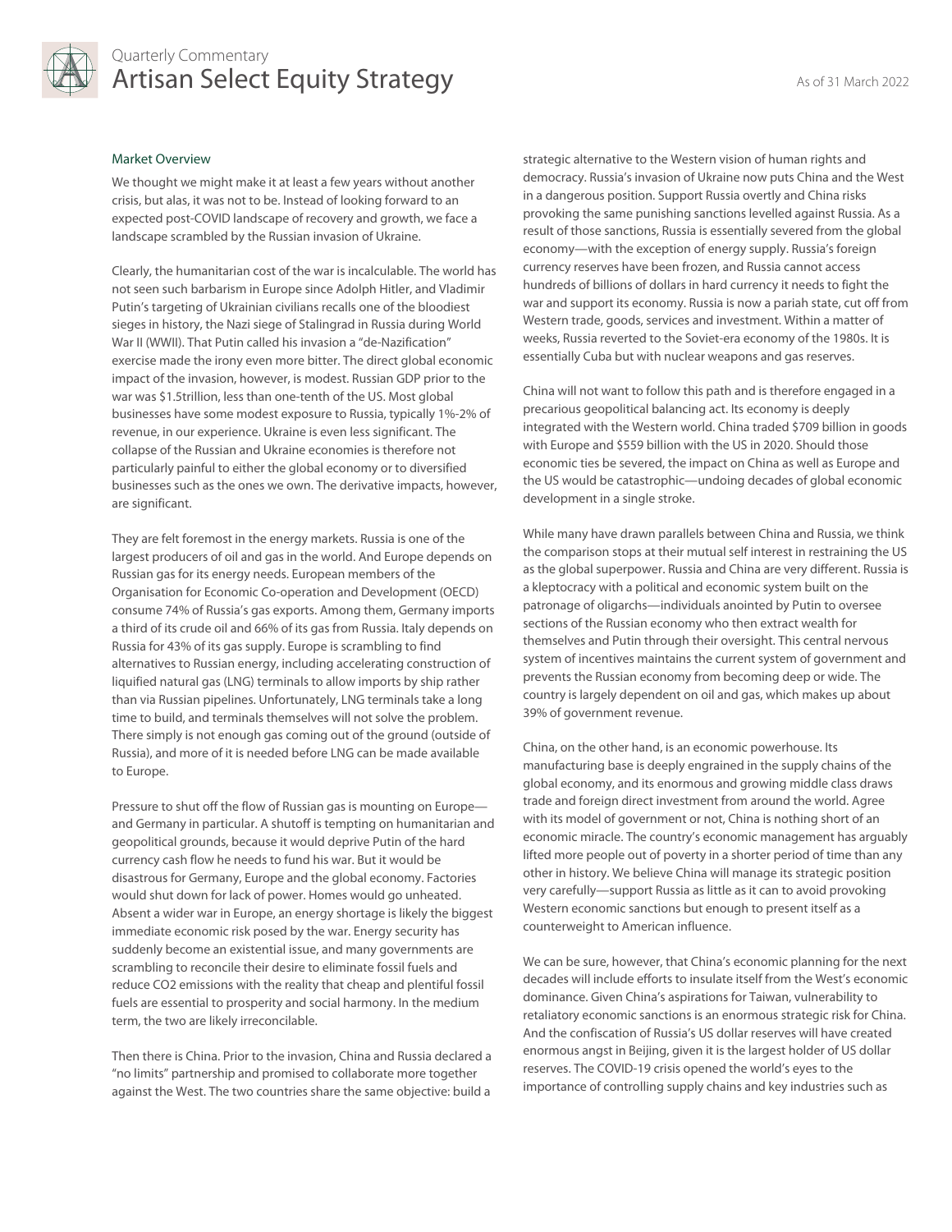## Market Overview

We thought we might make it at least a few years without another crisis, but alas, it was not to be. Instead of looking forward to an expected post-COVID landscape of recovery and growth, we face a landscape scrambled by the Russian invasion of Ukraine.

Clearly, the humanitarian cost of the war is incalculable. The world has not seen such barbarism in Europe since Adolph Hitler, and Vladimir Putin's targeting of Ukrainian civilians recalls one of the bloodiest sieges in history, the Nazi siege of Stalingrad in Russia during World War II (WWII). That Putin called his invasion a "de-Nazification" exercise made the irony even more bitter. The direct global economic impact of the invasion, however, is modest. Russian GDP prior to the war was $1.5trillion, less than one-tenth of the US. Most global businesses have some modest exposure to Russia, typically 1%-2% of revenue, in our experience. Ukraine is even less significant. The collapse of the Russian and Ukraine economies is therefore not particularly painful to either the global economy or to diversified businesses such as the ones we own. The derivative impacts, however, are significant.

They are felt foremost in the energy markets. Russia is one of the largest producers of oil and gas in the world. And Europe depends on Russian gas for its energy needs. European members of the Organisation for Economic Co-operation and Development (OECD) consume 74% of Russia's gas exports. Among them, Germany imports a third of its crude oil and 66% of its gas from Russia. Italy depends on Russia for 43% of its gas supply. Europe is scrambling to find alternatives to Russian energy, including accelerating construction of liquified natural gas (LNG) terminals to allow imports by ship rather than via Russian pipelines. Unfortunately, LNG terminals take a long time to build, and terminals themselves will not solve the problem. There simply is not enough gas coming out of the ground (outside of Russia), and more of it is needed before LNG can be made available to Europe.

Pressure to shut off the flow of Russian gas is mounting on Europe—and Germany in particular. A shutoff is tempting on humanitarian and geopolitical grounds, because it would deprive Putin of the hard currency cash flow he needs to fund his war. But it would be disastrous for Germany, Europe and the global economy. Factories would shut down for lack of power. Homes would go unheated. Absent a wider war in Europe, an energy shortage is likely the biggest immediate economic risk posed by the war. Energy security has suddenly become an existential issue, and many governments are scrambling to reconcile their desire to eliminate fossil fuels and reduce $CO_2$ emissions with the reality that cheap and plentiful fossil fuels are essential to prosperity and social harmony. In the medium term, the two are likely irreconcilable.

Then there is China. Prior to the invasion, China and Russia declared a "no limits" partnership and promised to collaborate more together against the West. The two countries share the same objective: build a strategic alternative to the Western vision of human rights and democracy. Russia's invasion of Ukraine now puts China and the West in a dangerous position. Support Russia overtly and China risks provoking the same punishing sanctions levelled against Russia. As a result of those sanctions, Russia is essentially severed from the global economy—with the exception of energy supply. Russia's foreign currency reserves have been frozen, and Russia cannot access hundreds of billions of dollars in hard currency it needs to fight the war and support its economy. Russia is now a pariah state, cut off from Western trade, goods, services and investment. Within a matter of weeks, Russia reverted to the Soviet-era economy of the 1980s. It is essentially Cuba but with nuclear weapons and gas reserves.

China will not want to follow this path and is therefore engaged in a precarious geopolitical balancing act. Its economy is deeply integrated with the Western world. China traded $709 billion in goods with Europe and $559 billion with the US in 2020. Should those economic ties be severed, the impact on China as well as Europe and the US would be catastrophic—undoing decades of global economic development in a single stroke.

While many have drawn parallels between China and Russia, we think the comparison stops at their mutual self interest in restraining the US as the global superpower. Russia and China are very different. Russia is a kleptocracy with a political and economic system built on the patronage of oligarchs—individuals anointed by Putin to oversee sections of the Russian economy who then extract wealth for themselves and Putin through their oversight. This central nervous system of incentives maintains the current system of government and prevents the Russian economy from becoming deep or wide. The country is largely dependent on oil and gas, which makes up about 39% of government revenue.

China, on the other hand, is an economic powerhouse. Its manufacturing base is deeply engrained in the supply chains of the global economy, and its enormous and growing middle class draws trade and foreign direct investment from around the world. Agree with its model of government or not, China is nothing short of an economic miracle. The country's economic management has arguably lifted more people out of poverty in a shorter period of time than any other in history. We believe China will manage its strategic position very carefully—support Russia as little as it can to avoid provoking Western economic sanctions but enough to present itself as a counterweight to American influence.

We can be sure, however, that China's economic planning for the next decades will include efforts to insulate itself from the West's economic dominance. Given China's aspirations for Taiwan, vulnerability to retaliatory economic sanctions is an enormous strategic risk for China. And the confiscation of Russia's US dollar reserves will have created enormous angst in Beijing, given it is the largest holder of US dollar reserves. The COVID-19 crisis opened the world's eyes to the importance of controlling supply chains and key industries such as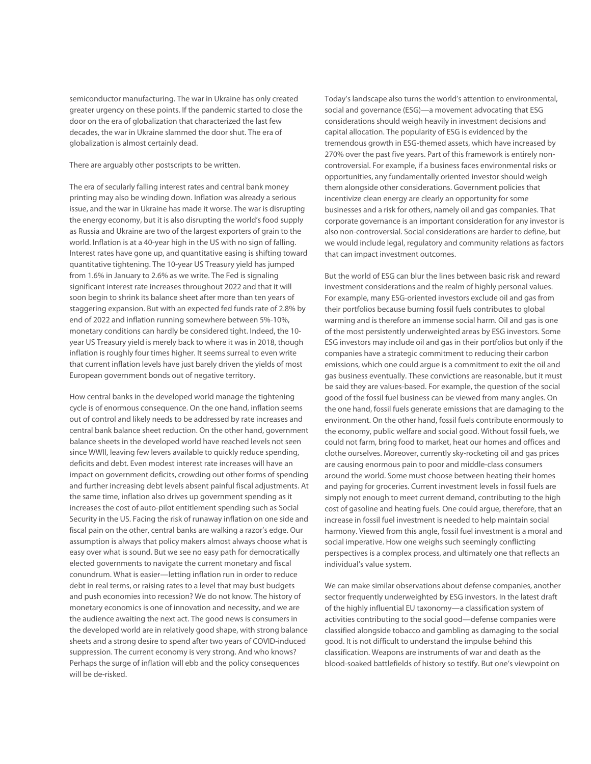semiconductor manufacturing. The war in Ukraine has only created greater urgency on these points. If the pandemic started to close the door on the era of globalization that characterized the last few decades, the war in Ukraine slammed the door shut. The era of globalization is almost certainly dead.

There are arguably other postscripts to be written.

The era of secularly falling interest rates and central bank money printing may also be winding down. Inflation was already a serious issue, and the war in Ukraine has made it worse. The war is disrupting the energy economy, but it is also disrupting the world's food supply as Russia and Ukraine are two of the largest exporters of grain to the world. Inflation is at a 40-year high in the US with no sign of falling. Interest rates have gone up, and quantitative easing is shifting toward quantitative tightening. The 10-year US Treasury yield has jumped from 1.6% in January to 2.6% as we write. The Fed is signaling significant interest rate increases throughout 2022 and that it will soon begin to shrink its balance sheet after more than ten years of staggering expansion. But with an expected fed funds rate of 2.8% by end of 2022 and inflation running somewhere between 5%-10%, monetary conditions can hardly be considered tight. Indeed, the 10-year US Treasury yield is merely back to where it was in 2018, though inflation is roughly four times higher. It seems surreal to even write that current inflation levels have just barely driven the yields of most European government bonds out of negative territory.

How central banks in the developed world manage the tightening cycle is of enormous consequence. On the one hand, inflation seems out of control and likely needs to be addressed by rate increases and central bank balance sheet reduction. On the other hand, government balance sheets in the developed world have reached levels not seen since WWII, leaving few levers available to quickly reduce spending, deficits and debt. Even modest interest rate increases will have an impact on government deficits, crowding out other forms of spending and further increasing debt levels absent painful fiscal adjustments. At the same time, inflation also drives up government spending as it increases the cost of auto-pilot entitlement spending such as Social Security in the US. Facing the risk of runaway inflation on one side and fiscal pain on the other, central banks are walking a razor's edge. Our assumption is always that policy makers almost always choose what is easy over what is sound. But we see no easy path for democratically elected governments to navigate the current monetary and fiscal conundrum. What is easier—letting inflation run in order to reduce debt in real terms, or raising rates to a level that may bust budgets and push economies into recession? We do not know. The history of monetary economics is one of innovation and necessity, and we are the audience awaiting the next act. The good news is consumers in the developed world are in relatively good shape, with strong balance sheets and a strong desire to spend after two years of COVID-induced suppression. The current economy is very strong. And who knows? Perhaps the surge of inflation will ebb and the policy consequences will be de-risked.

Today's landscape also turns the world's attention to environmental, social and governance (ESG)—a movement advocating that ESG considerations should weigh heavily in investment decisions and capital allocation. The popularity of ESG is evidenced by the tremendous growth in ESG-themed assets, which have increased by 270% over the past five years. Part of this framework is entirely non-controversial. For example, if a business faces environmental risks or opportunities, any fundamentally oriented investor should weigh them alongside other considerations. Government policies that incentivize clean energy are clearly an opportunity for some businesses and a risk for others, namely oil and gas companies. That corporate governance is an important consideration for any investor is also non-controversial. Social considerations are harder to define, but we would include legal, regulatory and community relations as factors that can impact investment outcomes.

But the world of ESG can blur the lines between basic risk and reward investment considerations and the realm of highly personal values. For example, many ESG-oriented investors exclude oil and gas from their portfolios because burning fossil fuels contributes to global warming and is therefore an immense social harm. Oil and gas is one of the most persistently underweighted areas by ESG investors. Some ESG investors may include oil and gas in their portfolios but only if the companies have a strategic commitment to reducing their carbon emissions, which one could argue is a commitment to exit the oil and gas business eventually. These convictions are reasonable, but it must be said they are values-based. For example, the question of the social good of the fossil fuel business can be viewed from many angles. On the one hand, fossil fuels generate emissions that are damaging to the environment. On the other hand, fossil fuels contribute enormously to the economy, public welfare and social good. Without fossil fuels, we could not farm, bring food to market, heat our homes and offices and clothe ourselves. Moreover, currently sky-rocketing oil and gas prices are causing enormous pain to poor and middle-class consumers around the world. Some must choose between heating their homes and paying for groceries. Current investment levels in fossil fuels are simply not enough to meet current demand, contributing to the high cost of gasoline and heating fuels. One could argue, therefore, that an increase in fossil fuel investment is needed to help maintain social harmony. Viewed from this angle, fossil fuel investment is a moral and social imperative. How one weighs such seemingly conflicting perspectives is a complex process, and ultimately one that reflects an individual's value system.

We can make similar observations about defense companies, another sector frequently underweighted by ESG investors. In the latest draft of the highly influential EU taxonomy—a classification system of activities contributing to the social good—defense companies were classified alongside tobacco and gambling as damaging to the social good. It is not difficult to understand the impulse behind this classification. Weapons are instruments of war and death as the blood-soaked battlefields of history so testify. But one's viewpoint on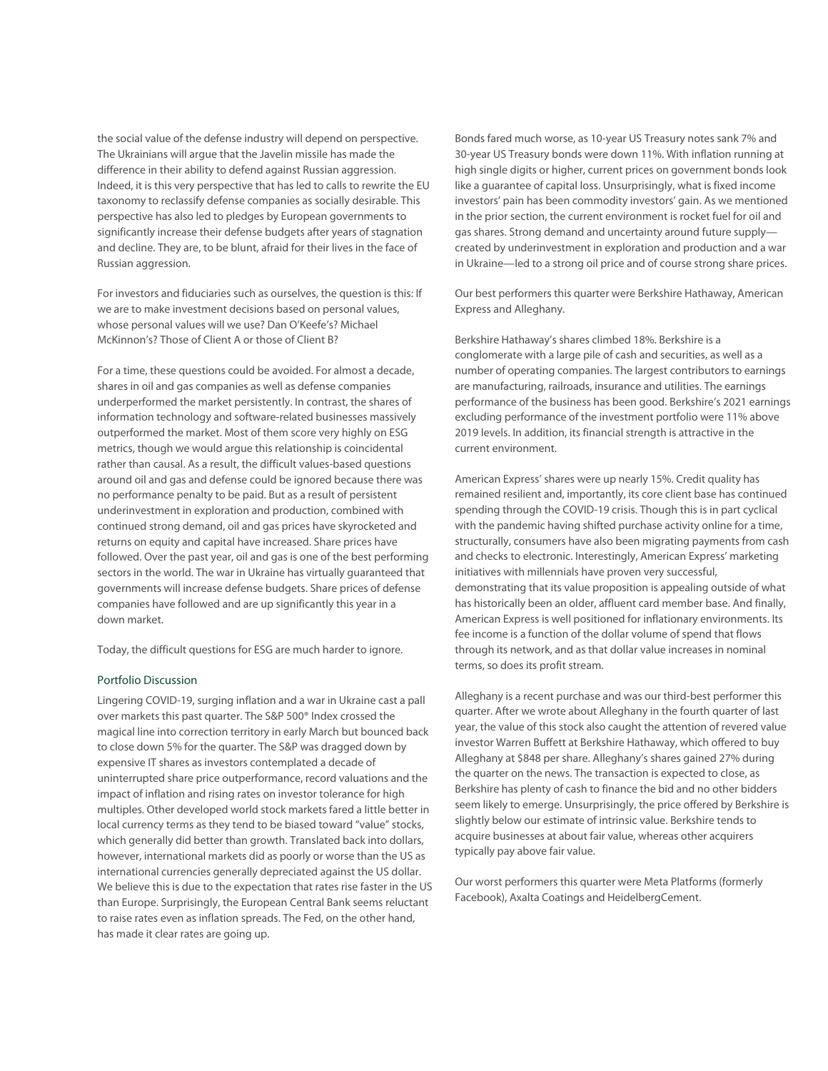the social value of the defense industry will depend on perspective. The Ukrainians will argue that the Javelin missile has made the difference in their ability to defend against Russian aggression. Indeed, it is this very perspective that has led to calls to rewrite the EU taxonomy to reclassify defense companies as socially desirable. This perspective has also led to pledges by European governments to significantly increase their defense budgets after years of stagnation and decline. They are, to be blunt, afraid for their lives in the face of Russian aggression.

For investors and fiduciaries such as ourselves, the question is this: If we are to make investment decisions based on personal values, whose personal values will we use? Dan O'Keefe's? Michael McKinnon's? Those of Client A or those of Client B?

For a time, these questions could be avoided. For almost a decade, shares in oil and gas companies as well as defense companies underperformed the market persistently. In contrast, the shares of information technology and software-related businesses massively outperformed the market. Most of them score very highly on ESG metrics, though we would argue this relationship is coincidental rather than causal. As a result, the difficult values-based questions around oil and gas and defense could be ignored because there was no performance penalty to be paid. But as a result of persistent underinvestment in exploration and production, combined with continued strong demand, oil and gas prices have skyrocketed and returns on equity and capital have increased. Share prices have followed. Over the past year, oil and gas is one of the best performing sectors in the world. The war in Ukraine has virtually guaranteed that governments will increase defense budgets. Share prices of defense companies have followed and are up significantly this year in a down market.

Today, the difficult questions for ESG are much harder to ignore.

## Portfolio Discussion

Lingering COVID-19, surging inflation and a war in Ukraine cast a pall over markets this past quarter. The S&P 500® Index crossed the magical line into correction territory in early March but bounced back to close down 5% for the quarter. The S&P was dragged down by expensive IT shares as investors contemplated a decade of uninterrupted share price outperformance, record valuations and the impact of inflation and rising rates on investor tolerance for high multiples. Other developed world stock markets fared a little better in local currency terms as they tend to be biased toward "value" stocks, which generally did better than growth. Translated back into dollars, however, international markets did as poorly or worse than the US as international currencies generally depreciated against the US dollar. We believe this is due to the expectation that rates rise faster in the US than Europe. Surprisingly, the European Central Bank seems reluctant to raise rates even as inflation spreads. The Fed, on the other hand, has made it clear rates are going up.

Bonds fared much worse, as 10-year US Treasury notes sank 7% and 30-year US Treasury bonds were down 11%. With inflation running at high single digits or higher, current prices on government bonds look like a guarantee of capital loss. Unsurprisingly, what is fixed income investors' pain has been commodity investors' gain. As we mentioned in the prior section, the current environment is rocket fuel for oil and gas shares. Strong demand and uncertainty around future supply—created by underinvestment in exploration and production and a war in Ukraine—led to a strong oil price and of course strong share prices.

Our best performers this quarter were Berkshire Hathaway, American Express and Alleghany.

Berkshire Hathaway's shares climbed 18%. Berkshire is a conglomerate with a large pile of cash and securities, as well as a number of operating companies. The largest contributors to earnings are manufacturing, railroads, insurance and utilities. The earnings performance of the business has been good. Berkshire's 2021 earnings excluding performance of the investment portfolio were 11% above 2019 levels. In addition, its financial strength is attractive in the current environment.

American Express' shares were up nearly 15%. Credit quality has remained resilient and, importantly, its core client base has continued spending through the COVID-19 crisis. Though this is in part cyclical with the pandemic having shifted purchase activity online for a time, structurally, consumers have also been migrating payments from cash and checks to electronic. Interestingly, American Express' marketing initiatives with millennials have proven very successful, demonstrating that its value proposition is appealing outside of what has historically been an older, affluent card member base. And finally, American Express is well positioned for inflationary environments. Its fee income is a function of the dollar volume of spend that flows through its network, and as that dollar value increases in nominal terms, so does its profit stream.

Alleghany is a recent purchase and was our third-best performer this quarter. After we wrote about Alleghany in the fourth quarter of last year, the value of this stock also caught the attention of revered value investor Warren Buffett at Berkshire Hathaway, which offered to buy Alleghany at $848 per share. Alleghany's shares gained 27% during the quarter on the news. The transaction is expected to close, as Berkshire has plenty of cash to finance the bid and no other bidders seem likely to emerge. Unsurprisingly, the price offered by Berkshire is slightly below our estimate of intrinsic value. Berkshire tends to acquire businesses at about fair value, whereas other acquirers typically pay above fair value.

Our worst performers this quarter were Meta Platforms (formerly Facebook), Axalta Coatings and HeidelbergCement.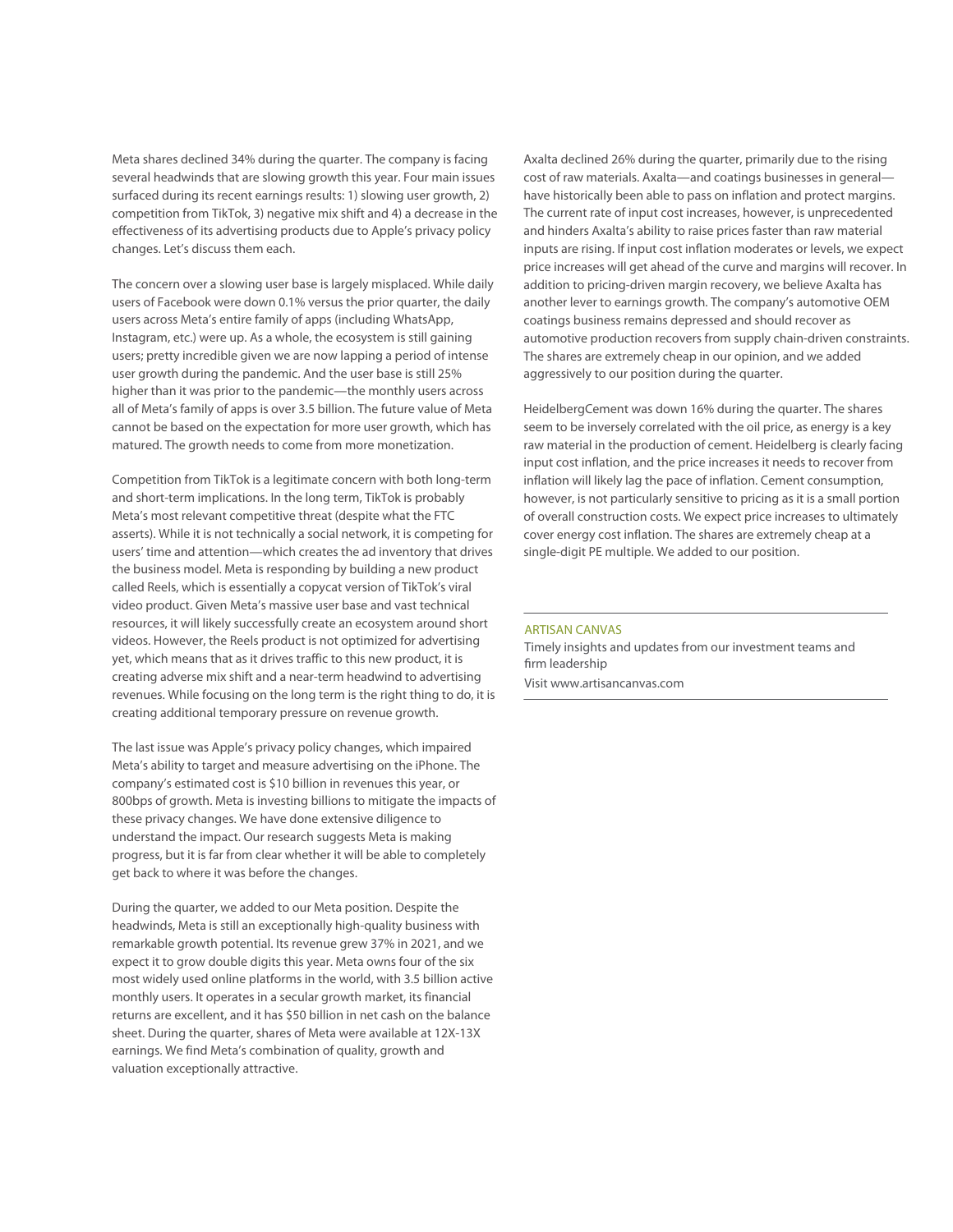Meta shares declined 34% during the quarter. The company is facing several headwinds that are slowing growth this year. Four main issues surfaced during its recent earnings results: 1) slowing user growth, 2) competition from TikTok, 3) negative mix shift and 4) a decrease in the effectiveness of its advertising products due to Apple's privacy policy changes. Let's discuss them each.

The concern over a slowing user base is largely misplaced. While daily users of Facebook were down 0.1% versus the prior quarter, the daily users across Meta's entire family of apps (including WhatsApp, Instagram, etc.) were up. As a whole, the ecosystem is still gaining users; pretty incredible given we are now lapping a period of intense user growth during the pandemic. And the user base is still 25% higher than it was prior to the pandemic—the monthly users across all of Meta's family of apps is over 3.5 billion. The future value of Meta cannot be based on the expectation for more user growth, which has matured. The growth needs to come from more monetization.

Competition from TikTok is a legitimate concern with both long-term and short-term implications. In the long term, TikTok is probably Meta's most relevant competitive threat (despite what the FTC asserts). While it is not technically a social network, it is competing for users' time and attention—which creates the ad inventory that drives the business model. Meta is responding by building a new product called Reels, which is essentially a copycat version of TikTok's viral video product. Given Meta's massive user base and vast technical resources, it will likely successfully create an ecosystem around short videos. However, the Reels product is not optimized for advertising yet, which means that as it drives traffic to this new product, it is creating adverse mix shift and a near-term headwind to advertising revenues. While focusing on the long term is the right thing to do, it is creating additional temporary pressure on revenue growth.

The last issue was Apple's privacy policy changes, which impaired Meta's ability to target and measure advertising on the iPhone. The company's estimated cost is $10 billion in revenues this year, or 800bps of growth. Meta is investing billions to mitigate the impacts of these privacy changes. We have done extensive diligence to understand the impact. Our research suggests Meta is making progress, but it is far from clear whether it will be able to completely get back to where it was before the changes.

During the quarter, we added to our Meta position. Despite the headwinds, Meta is still an exceptionally high-quality business with remarkable growth potential. Its revenue grew 37% in 2021, and we expect it to grow double digits this year. Meta owns four of the six most widely used online platforms in the world, with 3.5 billion active monthly users. It operates in a secular growth market, its financial returns are excellent, and it has $50 billion in net cash on the balance sheet. During the quarter, shares of Meta were available at 12X-13X earnings. We find Meta's combination of quality, growth and valuation exceptionally attractive.

Axalta declined 26% during the quarter, primarily due to the rising cost of raw materials. Axalta—and coatings businesses in general—have historically been able to pass on inflation and protect margins. The current rate of input cost increases, however, is unprecedented and hinders Axalta's ability to raise prices faster than raw material inputs are rising. If input cost inflation moderates or levels, we expect price increases will get ahead of the curve and margins will recover. In addition to pricing-driven margin recovery, we believe Axalta has another lever to earnings growth. The company's automotive OEM coatings business remains depressed and should recover as automotive production recovers from supply chain-driven constraints. The shares are extremely cheap in our opinion, and we added aggressively to our position during the quarter.

HeidelbergCement was down 16% during the quarter. The shares seem to be inversely correlated with the oil price, as energy is a key raw material in the production of cement. Heidelberg is clearly facing input cost inflation, and the price increases it needs to recover from inflation will likely lag the pace of inflation. Cement consumption, however, is not particularly sensitive to pricing as it is a small portion of overall construction costs. We expect price increases to ultimately cover energy cost inflation. The shares are extremely cheap at a single-digit PE multiple. We added to our position.

---

ARTISAN CANVAS

Timely insights and updates from our investment teams and firm leadership

Visit www.artisancanvas.com

---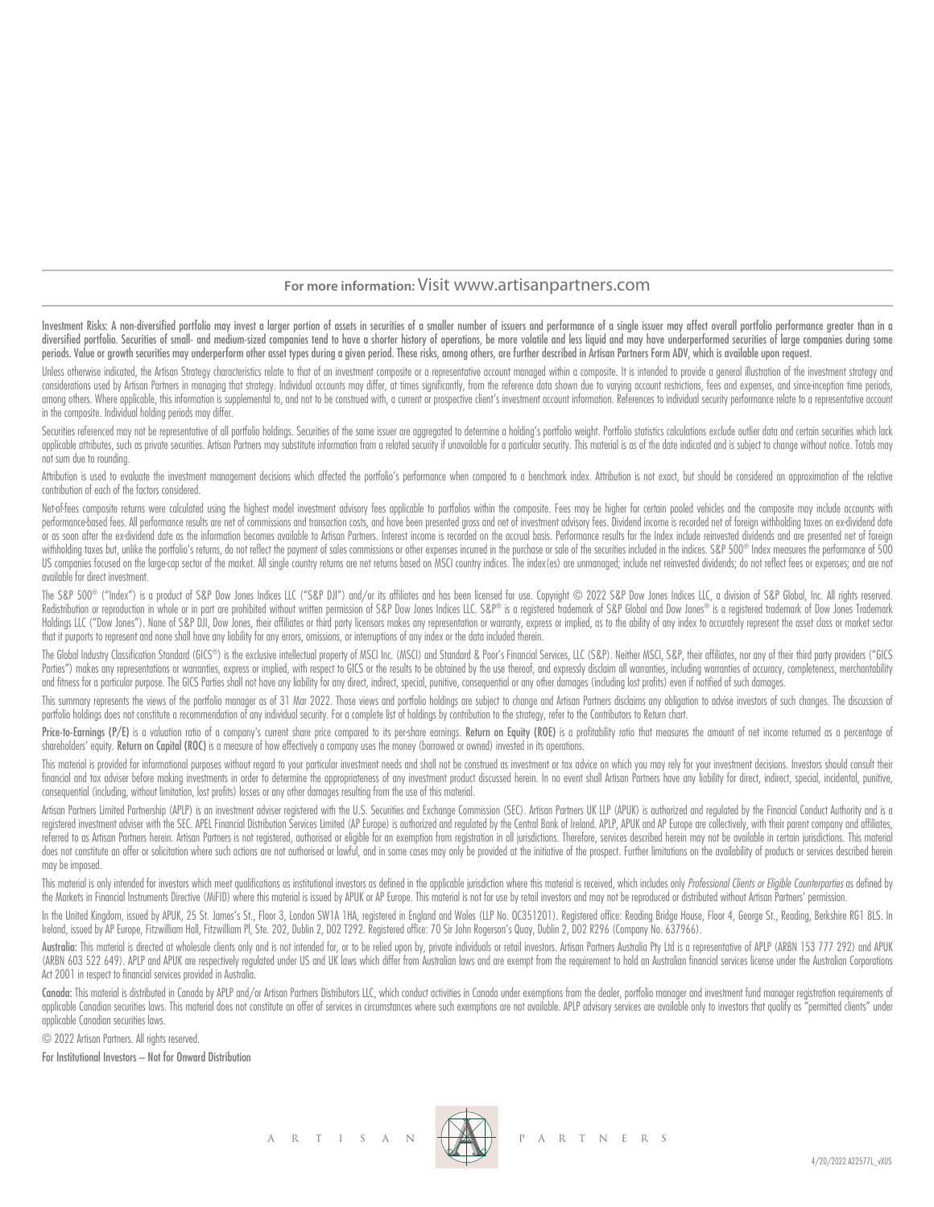**For more information:** Visit www.artisanpartners.com

Investment Risks: A non-diversified portfolio may invest a larger portion of assets in securities of a smaller number of issuers and performance of a single issuer may affect overall portfolio performance greater than in a diversified portfolio. Securities of small- and medium-sized companies tend to have a shorter history of operations, be more volatile and less liquid and may have underperformed securities of large companies during some periods. Value or growth securities may underperform other asset types during a given period. These risks, among others, are further described in Artisan Partners Form ADV, which is available upon request.

Unless otherwise indicated, the Artisan Strategy characteristics relate to that of an investment composite or a representative account managed within a composite. It is intended to provide a general illustration of the investment strategy and considerations used by Artisan Partners in managing that strategy. Individual accounts may differ, at times significantly, from the reference data shown due to varying account restrictions, fees and expenses, and since-inception time periods, among others. Where applicable, this information is supplemental to, and not to be construed with, a current or prospective client's investment account information. References to individual security performance relate to a representative account in the composite. Individual holding periods may differ.

Securities referenced may not be representative of all portfolio holdings. Securities of the same issuer are aggregated to determine a holding's portfolio weight. Portfolio statistics calculations exclude outlier data and certain securities which lack applicable attributes, such as private securities. Artisan Partners may substitute information from a related security if unavailable for a particular security. This material is as of the date indicated and is subject to change without notice. Totals may not sum due to rounding.

Attribution is used to evaluate the investment management decisions which affected the portfolio's performance when compared to a benchmark index. Attribution is not exact, but should be considered an approximation of the relative contribution of each of the factors considered.

Net-of-fees composite returns were calculated using the highest model investment advisory fees applicable to portfolios within the composite. Fees may be higher for certain pooled vehicles and the composite may include accounts with performance-based fees. All performance results are net of commissions and transaction costs, and have been presented gross and net of investment advisory fees. Dividend income is recorded net of foreign withholding taxes on ex-dividend date or as soon after the ex-dividend date as the information becomes available to Artisan Partners. Interest income is recorded on the accrual basis. Performance results for the Index include reinvested dividends and are presented net of foreign withholding taxes but, unlike the portfolio's returns, do not reflect the payment of sales commissions or other expenses incurred in the purchase or sale of the securities included in the indices. S&P 500® Index measures the performance of 500 US companies focused on the large-cap sector of the market. All single country returns are net returns based on MSCI country indices. The index(es) are unmanaged; include net reinvested dividends; do not reflect fees or expenses; and are not available for direct investment.

The S&P 500® ("Index") is a product of S&P Dow Jones Indices LLC ("S&P DJI") and/or its affiliates and has been licensed for use. Copyright © 2022 S&P Dow Jones Indices LLC, a division of S&P Global, Inc. All rights reserved. Redistribution or reproduction in whole or in part are prohibited without written permission of S&P Dow Jones Indices LLC. S&P® is a registered trademark of S&P Global and Dow Jones® is a registered trademark of Dow Jones Trademark Holdings LLC ("Dow Jones"). None of S&P DJI, Dow Jones, their affiliates or third party licensors makes any representation or warranty, express or implied, as to the ability of any index to accurately represent the asset class or market sector that it purports to represent and none shall have any liability for any errors, omissions, or interruptions of any index or the data included therein.

The Global Industry Classification Standard (GICS®) is the exclusive intellectual property of MSCI Inc. (MSCI) and Standard & Poor's Financial Services, LLC (S&P). Neither MSCI, S&P, their affiliates, nor any of their third party providers ("GICS Parties") makes any representations or warranties, express or implied, with respect to GICS or the results to be obtained by the use thereof, and expressly disclaim all warranties, including warranties of accuracy, completeness, merchantability and fitness for a particular purpose. The GICS Parties shall not have any liability for any direct, indirect, special, punitive, consequential or any other damages (including lost profits) even if notified of such damages.

This summary represents the views of the portfolio manager as of 31 Mar 2022. Those views and portfolio holdings are subject to change and Artisan Partners disclaims any obligation to advise investors of such changes. The discussion of portfolio holdings does not constitute a recommendation of any individual security. For a complete list of holdings by contribution to the strategy, refer to the Contributors to Return chart.

**Price-to-Earnings (P/E)** is a valuation ratio of a company's current share price compared to its per-share earnings. **Return on Equity (ROE)** is a profitability ratio that measures the amount of net income returned as a percentage of shareholders' equity. **Return on Capital (ROC)** is a measure of how effectively a company uses the money (borrowed or owned) invested in its operations.

This material is provided for informational purposes without regard to your particular investment needs and shall not be construed as investment or tax advice on which you may rely for your investment decisions. Investors should consult their financial and tax adviser before making investments in order to determine the appropriateness of any investment product discussed herein. In no event shall Artisan Partners have any liability for direct, indirect, special, incidental, punitive, consequential (including, without limitation, lost profits) losses or any other damages resulting from the use of this material.

Artisan Partners Limited Partnership (APLP) is an investment adviser registered with the U.S. Securities and Exchange Commission (SEC). Artisan Partners UK LLP (APUK) is authorized and regulated by the Financial Conduct Authority and is a registered investment adviser with the SEC. APEL Financial Distribution Services Limited (AP Europe) is authorized and regulated by the Central Bank of Ireland. APLP, APUK and AP Europe are collectively, with their parent company and affiliates, referred to as Artisan Partners herein. Artisan Partners is not registered, authorised or eligible for an exemption from registration in all jurisdictions. Therefore, services described herein may not be available in certain jurisdictions. This material does not constitute an offer or solicitation where such actions are not authorised or lawful, and in some cases may only be provided at the initiative of the prospect. Further limitations on the availability of products or services described herein may be imposed.

This material is only intended for investors which meet qualifications as institutional investors as defined in the applicable jurisdiction where this material is received, which includes only *Professional Clients or Eligible Counterparties* as defined by the Markets in Financial Instruments Directive (MiFID) where this material is issued by APUK or AP Europe. This material is not for use by retail investors and may not be reproduced or distributed without Artisan Partners' permission.

In the United Kingdom, issued by APUK, 25 St. James's St., Floor 3, London SW1A 1HA, registered in England and Wales (LLP No. OC351201). Registered office: Reading Bridge House, Floor 4, George St., Reading, Berkshire RG1 8LS. In Ireland, issued by AP Europe, Fitzwilliam Hall, Fitzwilliam Pl, Ste. 202, Dublin 2, D02 T292. Registered office: 70 Sir John Rogerson's Quay, Dublin 2, D02 R296 (Company No. 637966).

**Australia:** This material is directed at wholesale clients only and is not intended for, or to be relied upon by, private individuals or retail investors. Artisan Partners Australia Pty Ltd is a representative of APLP (ARBN 153 777 292) and APUK (ARBN 603 522 649). APLP and APUK are respectively regulated under US and UK laws which differ from Australian laws and are exempt from the requirement to hold an Australian financial services license under the Australian Corporations Act 2001 in respect to financial services provided in Australia.

**Canada:** This material is distributed in Canada by APLP and/or Artisan Partners Distributors LLC, which conduct activities in Canada under exemptions from the dealer, portfolio manager and investment fund manager registration requirements of applicable Canadian securities laws. This material does not constitute an offer of services in circumstances where such exemptions are not available. APLP advisory services are available only to investors that qualify as "permitted clients" under applicable Canadian securities laws.

© 2022 Artisan Partners. All rights reserved.

**For Institutional Investors – Not for Onward Distribution**

ARTISAN PARTNERS

4/20/2022 A22577L_vXUS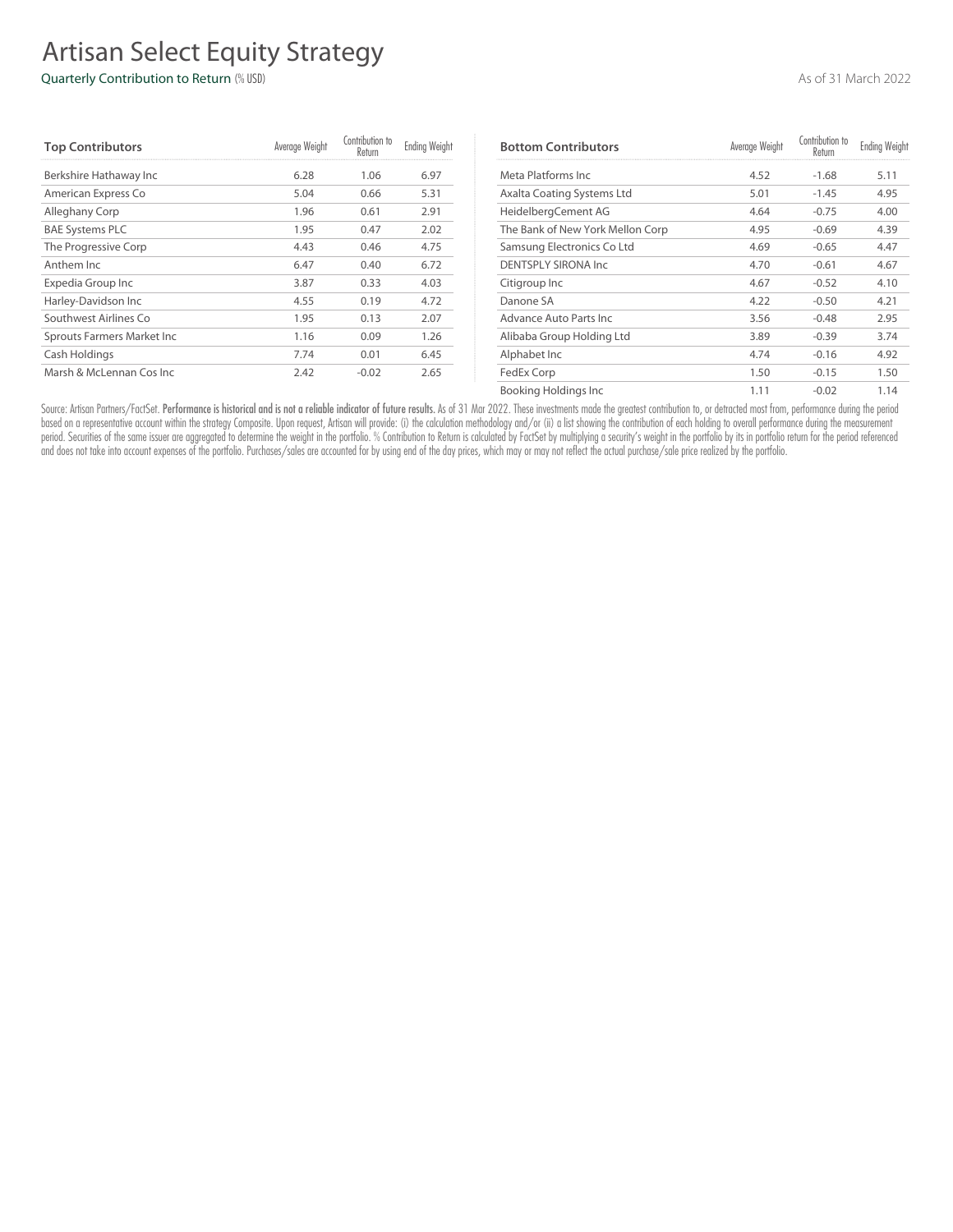# Artisan Select Equity Strategy

Quarterly Contribution to Return (% USD)

As of 31 March 2022

| Top Contributors | Average Weight | Contribution to Return | Ending Weight |
|---|---|---|---|
| Berkshire Hathaway Inc | 6.28 | 1.06 | 6.97 |
| American Express Co | 5.04 | 0.66 | 5.31 |
| Alleghany Corp | 1.96 | 0.61 | 2.91 |
| BAE Systems PLC | 1.95 | 0.47 | 2.02 |
| The Progressive Corp | 4.43 | 0.46 | 4.75 |
| Anthem Inc | 6.47 | 0.40 | 6.72 |
| Expedia Group Inc | 3.87 | 0.33 | 4.03 |
| Harley-Davidson Inc | 4.55 | 0.19 | 4.72 |
| Southwest Airlines Co | 1.95 | 0.13 | 2.07 |
| Sprouts Farmers Market Inc | 1.16 | 0.09 | 1.26 |
| Cash Holdings | 7.74 | 0.01 | 6.45 |
| Marsh & McLennan Cos Inc | 2.42 | -0.02 | 2.65 |

| Bottom Contributors | Average Weight | Contribution to Return | Ending Weight |
|---|---|---|---|
| Meta Platforms Inc | 4.52 | -1.68 | 5.11 |
| Axalta Coating Systems Ltd | 5.01 | -1.45 | 4.95 |
| HeidelbergCement AG | 4.64 | -0.75 | 4.00 |
| The Bank of New York Mellon Corp | 4.95 | -0.69 | 4.39 |
| Samsung Electronics Co Ltd | 4.69 | -0.65 | 4.47 |
| DENTSPLY SIRONA Inc | 4.70 | -0.61 | 4.67 |
| Citigroup Inc | 4.67 | -0.52 | 4.10 |
| Danone SA | 4.22 | -0.50 | 4.21 |
| Advance Auto Parts Inc | 3.56 | -0.48 | 2.95 |
| Alibaba Group Holding Ltd | 3.89 | -0.39 | 3.74 |
| Alphabet Inc | 4.74 | -0.16 | 4.92 |
| FedEx Corp | 1.50 | -0.15 | 1.50 |
| Booking Holdings Inc | 1.11 | -0.02 | 1.14 |

Source: Artisan Partners/FactSet. **Performance is historical and is not a reliable indicator of future results.** As of 31 Mar 2022. These investments made the greatest contribution to, or detracted most from, performance during the period based on a representative account within the strategy Composite. Upon request, Artisan will provide: (i) the calculation methodology and/or (ii) a list showing the contribution of each holding to overall performance during the measurement period. Securities of the same issuer are aggregated to determine the weight in the portfolio. % Contribution to Return is calculated by FactSet by multiplying a security's weight in the portfolio by its in portfolio return for the period referenced and does not take into account expenses of the portfolio. Purchases/sales are accounted for by using end of the day prices, which may or may not reflect the actual purchase/sale price realized by the portfolio.